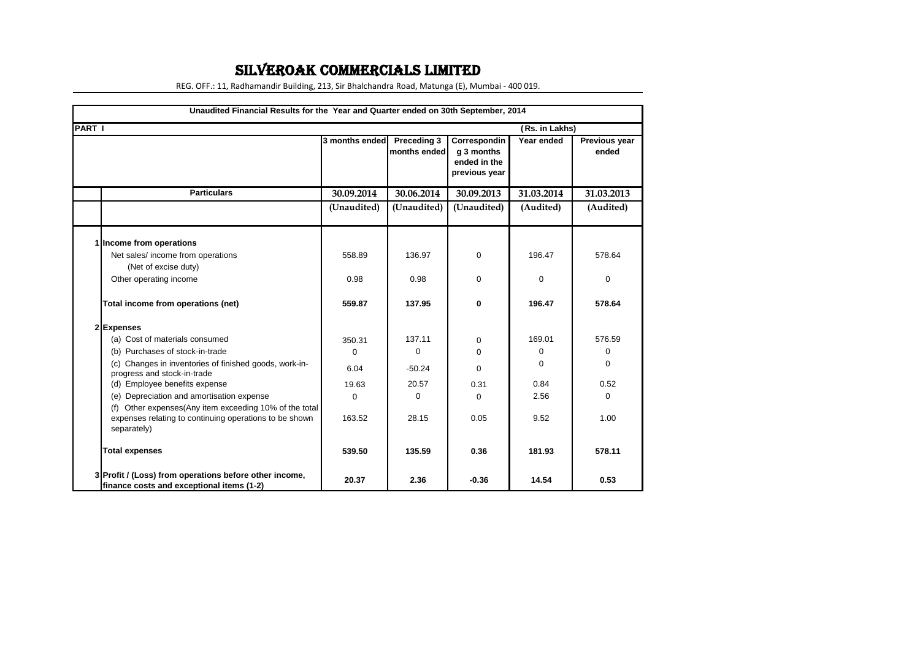# SILVEROAK COMMERCIALS LIMITED

REG. OFF.: 11, Radhamandir Building, 213, Sir Bhalchandra Road, Matunga (E), Mumbai - 400 019.

**Unaudited Financial Results for the Year and Quarter ended on 30th September, 2014**

| PART I | | | | | (Rs. in Lakhs) | |
|---|---|---|---|---|---|---|
| | | 3 months ended | Preceding 3 months ended | Corresponding 3 months ended in the previous year | Year ended | Previous year ended |
| | **Particulars** | 30.09.2014 | 30.06.2014 | 30.09.2013 | 31.03.2014 | 31.03.2013 |
| | | (Unaudited) | (Unaudited) | (Unaudited) | (Audited) | (Audited) |
| 1 | **Income from operations** | | | | | |
| | Net sales/ income from operations (Net of excise duty) | 558.89 | 136.97 | 0 | 196.47 | 578.64 |
| | Other operating income | 0.98 | 0.98 | 0 | 0 | 0 |
| | **Total income from operations (net)** | **559.87** | **137.95** | **0** | **196.47** | **578.64** |
| 2 | **Expenses** | | | | | |
| | (a) Cost of materials consumed | 350.31 | 137.11 | 0 | 169.01 | 576.59 |
| | (b) Purchases of stock-in-trade | 0 | 0 | 0 | 0 | 0 |
| | (c) Changes in inventories of finished goods, work-in-progress and stock-in-trade | 6.04 | -50.24 | 0 | 0 | 0 |
| | (d) Employee benefits expense | 19.63 | 20.57 | 0.31 | 0.84 | 0.52 |
| | (e) Depreciation and amortisation expense | 0 | 0 | 0 | 2.56 | 0 |
| | (f) Other expenses(Any item exceeding 10% of the total expenses relating to continuing operations to be shown separately) | 163.52 | 28.15 | 0.05 | 9.52 | 1.00 |
| | **Total expenses** | **539.50** | **135.59** | **0.36** | **181.93** | **578.11** |
| 3 | **Profit / (Loss) from operations before other income, finance costs and exceptional items (1-2)** | **20.37** | **2.36** | **-0.36** | **14.54** | **0.53** |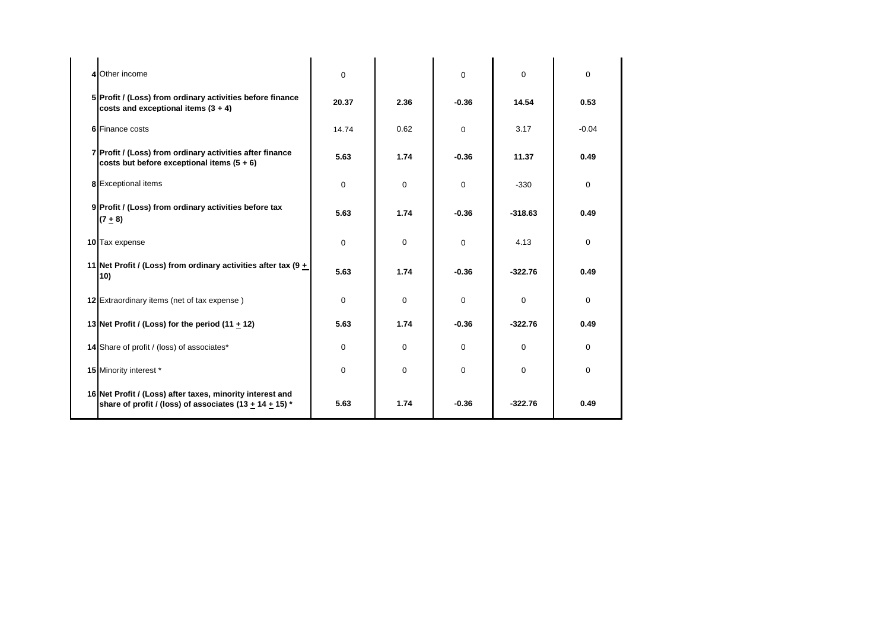| | | | | | | |
|---|---|---|---|---|---|---|
| 4 | Other income | 0 | | 0 | 0 | 0 |
| 5 | **Profit / (Loss) from ordinary activities before finance costs and exceptional items (3 + 4)** | **20.37** | **2.36** | **-0.36** | **14.54** | **0.53** |
| 6 | Finance costs | 14.74 | 0.62 | 0 | 3.17 | -0.04 |
| 7 | **Profit / (Loss) from ordinary activities after finance costs but before exceptional items (5 + 6)** | **5.63** | **1.74** | **-0.36** | **11.37** | **0.49** |
| 8 | Exceptional items | 0 | 0 | 0 | -330 | 0 |
| 9 | **Profit / (Loss) from ordinary activities before tax (7 + 8)** | **5.63** | **1.74** | **-0.36** | **-318.63** | **0.49** |
| 10 | Tax expense | 0 | 0 | 0 | 4.13 | 0 |
| 11 | **Net Profit / (Loss) from ordinary activities after tax (9 + 10)** | **5.63** | **1.74** | **-0.36** | **-322.76** | **0.49** |
| 12 | Extraordinary items (net of tax expense ) | 0 | 0 | 0 | 0 | 0 |
| 13 | **Net Profit / (Loss) for the period (11 + 12)** | **5.63** | **1.74** | **-0.36** | **-322.76** | **0.49** |
| 14 | Share of profit / (loss) of associates* | 0 | 0 | 0 | 0 | 0 |
| 15 | Minority interest * | 0 | 0 | 0 | 0 | 0 |
| 16 | **Net Profit / (Loss) after taxes, minority interest and share of profit / (loss) of associates (13 + 14 + 15) *** | **5.63** | **1.74** | **-0.36** | **-322.76** | **0.49** |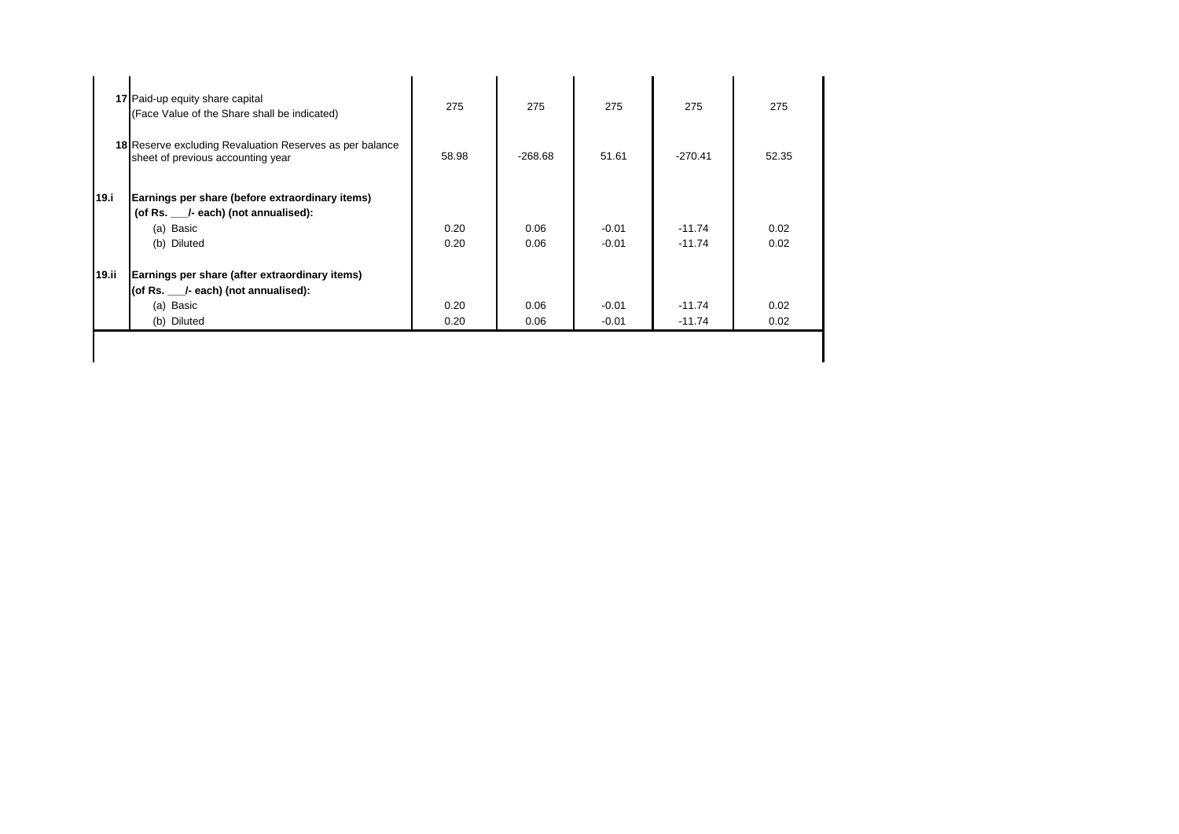| | | | | | | |
|---|---|---|---|---|---|---|
| 17 | Paid-up equity share capital (Face Value of the Share shall be indicated) | 275 | 275 | 275 | 275 | 275 |
| 18 | Reserve excluding Revaluation Reserves as per balance sheet of previous accounting year | 58.98 | -268.68 | 51.61 | -270.41 | 52.35 |
| **19.i** | **Earnings per share (before extraordinary items) (of Rs. ___/- each) (not annualised):** | | | | | |
| | (a) Basic | 0.20 | 0.06 | -0.01 | -11.74 | 0.02 |
| | (b) Diluted | 0.20 | 0.06 | -0.01 | -11.74 | 0.02 |
| **19.ii** | **Earnings per share (after extraordinary items) (of Rs. ___/- each) (not annualised):** | | | | | |
| | (a) Basic | 0.20 | 0.06 | -0.01 | -11.74 | 0.02 |
| | (b) Diluted | 0.20 | 0.06 | -0.01 | -11.74 | 0.02 |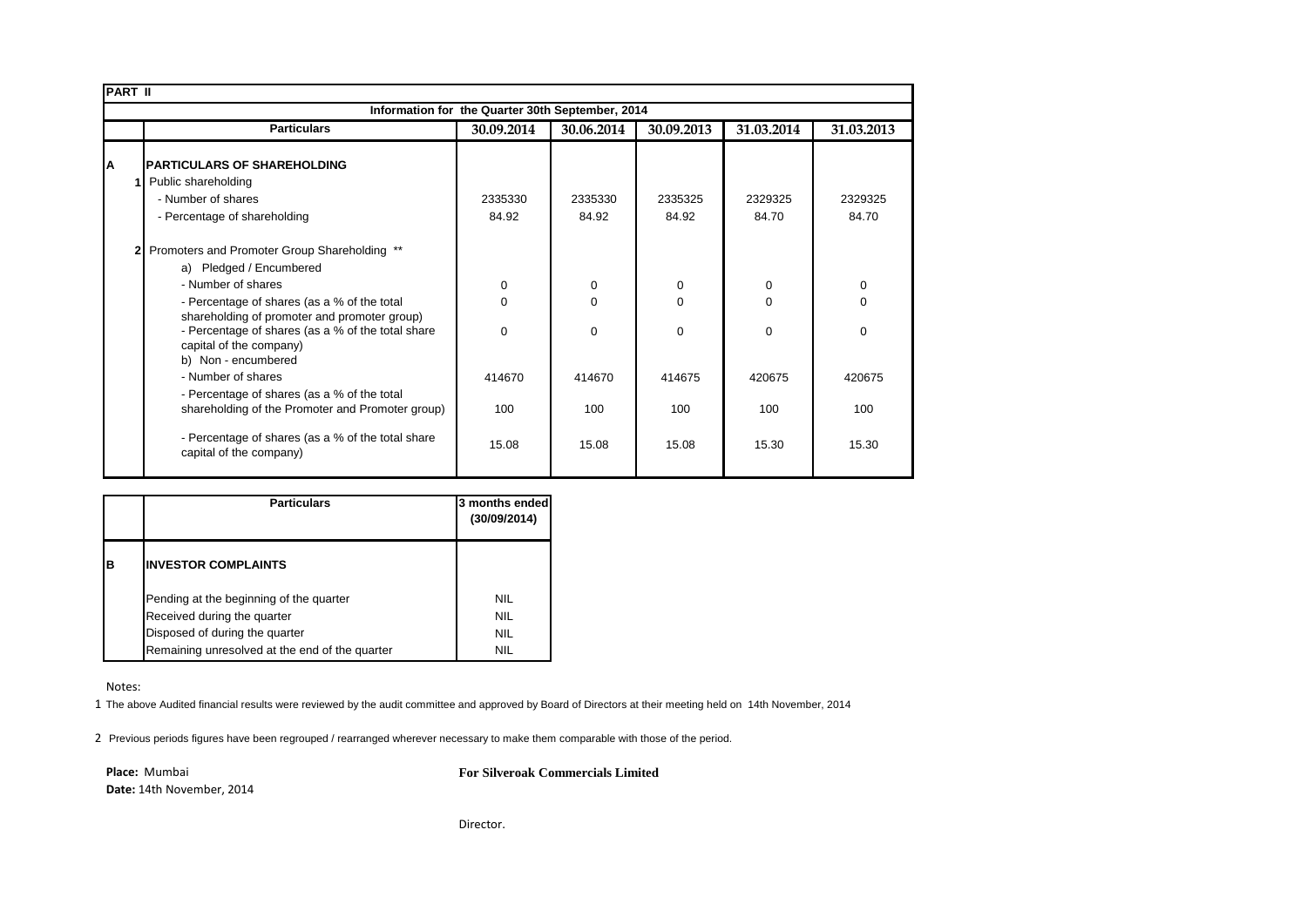| PART II | | | | | | |
|---|---|---|---|---|---|---|
| | **Information for the Quarter 30th September, 2014** | | | | | |
| | **Particulars** | **30.09.2014** | **30.06.2014** | **30.09.2013** | **31.03.2014** | **31.03.2013** |
| **A** | **PARTICULARS OF SHAREHOLDING** | | | | | |
| 1 | Public shareholding | | | | | |
| | - Number of shares | 2335330 | 2335330 | 2335325 | 2329325 | 2329325 |
| | - Percentage of shareholding | 84.92 | 84.92 | 84.92 | 84.70 | 84.70 |
| 2 | Promoters and Promoter Group Shareholding ** | | | | | |
| | a) Pledged / Encumbered | | | | | |
| | - Number of shares | 0 | 0 | 0 | 0 | 0 |
| | - Percentage of shares (as a % of the total shareholding of promoter and promoter group) | 0 | 0 | 0 | 0 | 0 |
| | - Percentage of shares (as a % of the total share capital of the company) | 0 | 0 | 0 | 0 | 0 |
| | b) Non - encumbered | | | | | |
| | - Number of shares | 414670 | 414670 | 414675 | 420675 | 420675 |
| | - Percentage of shares (as a % of the total shareholding of the Promoter and Promoter group) | 100 | 100 | 100 | 100 | 100 |
| | - Percentage of shares (as a % of the total share capital of the company) | 15.08 | 15.08 | 15.08 | 15.30 | 15.30 |

| | **Particulars** | **3 months ended (30/09/2014)** |
|---|---|---|
| **B** | **INVESTOR COMPLAINTS** | |
| | Pending at the beginning of the quarter | NIL |
| | Received during the quarter | NIL |
| | Disposed of during the quarter | NIL |
| | Remaining unresolved at the end of the quarter | NIL |

Notes:

1 The above Audited financial results were reviewed by the audit committee and approved by Board of Directors at their meeting held on 14th November, 2014

2 Previous periods figures have been regrouped / rearranged wherever necessary to make them comparable with those of the period.

**Place:** Mumbai
**Date:** 14th November, 2014

**For Silveroak Commercials Limited**

Director.